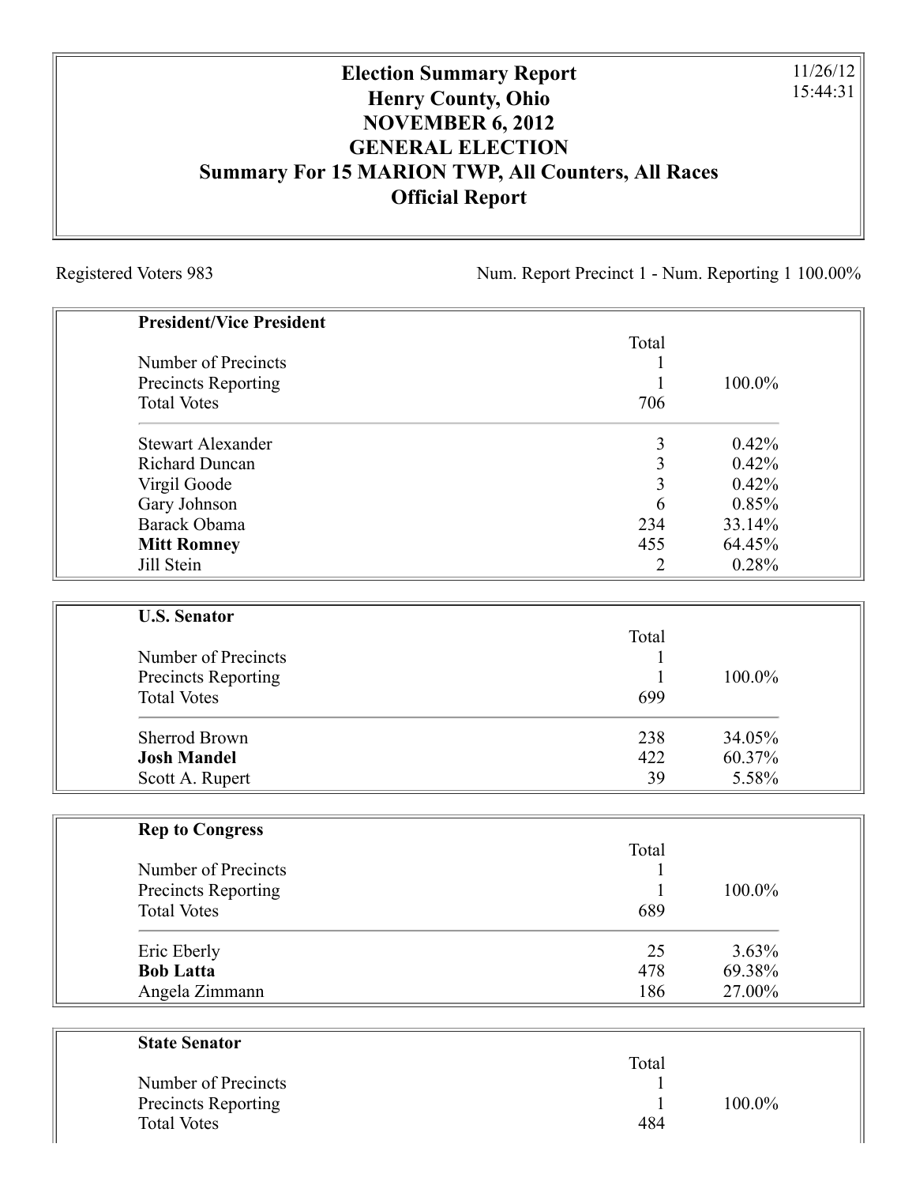# Election Summary Report
# Henry County, Ohio
# NOVEMBER 6, 2012
# GENERAL ELECTION
## Summary For 15 MARION TWP, All Counters, All Races
## Official Report

11/26/12
15:44:31

Registered Voters 983

Num. Report Precinct 1 - Num. Reporting 1 100.00%

### President/Vice President

| | Total | |
|---|---|---|
| Number of Precincts | 1 | |
| Precincts Reporting | 1 | 100.0% |
| Total Votes | 706 | |
| Stewart Alexander | 3 | 0.42% |
| Richard Duncan | 3 | 0.42% |
| Virgil Goode | 3 | 0.42% |
| Gary Johnson | 6 | 0.85% |
| Barack Obama | 234 | 33.14% |
| **Mitt Romney** | 455 | 64.45% |
| Jill Stein | 2 | 0.28% |

### U.S. Senator

| | Total | |
|---|---|---|
| Number of Precincts | 1 | |
| Precincts Reporting | 1 | 100.0% |
| Total Votes | 699 | |
| Sherrod Brown | 238 | 34.05% |
| **Josh Mandel** | 422 | 60.37% |
| Scott A. Rupert | 39 | 5.58% |

### Rep to Congress

| | Total | |
|---|---|---|
| Number of Precincts | 1 | |
| Precincts Reporting | 1 | 100.0% |
| Total Votes | 689 | |
| Eric Eberly | 25 | 3.63% |
| **Bob Latta** | 478 | 69.38% |
| Angela Zimmann | 186 | 27.00% |

### State Senator

| | Total | |
|---|---|---|
| Number of Precincts | 1 | |
| Precincts Reporting | 1 | 100.0% |
| Total Votes | 484 | |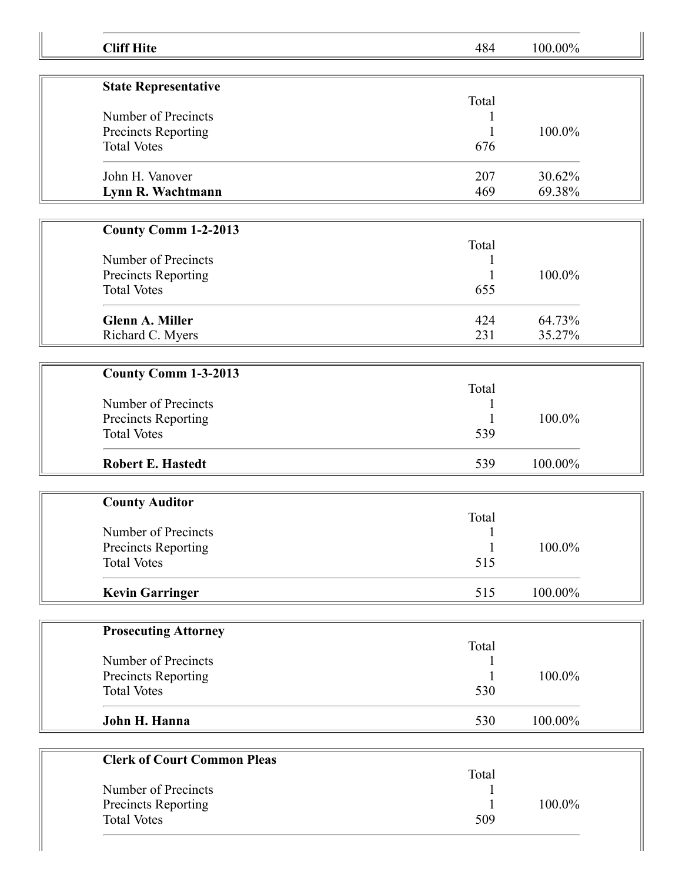| | | |
|---|---|---|
| **Cliff Hite** | 484 | 100.00% |

| **State Representative** | | |
|---|---|---|
| | Total | |
| Number of Precincts | 1 | |
| Precincts Reporting | 1 | 100.0% |
| Total Votes | 676 | |
| John H. Vanover | 207 | 30.62% |
| **Lynn R. Wachtmann** | 469 | 69.38% |

| **County Comm 1-2-2013** | | |
|---|---|---|
| | Total | |
| Number of Precincts | 1 | |
| Precincts Reporting | 1 | 100.0% |
| Total Votes | 655 | |
| **Glenn A. Miller** | 424 | 64.73% |
| Richard C. Myers | 231 | 35.27% |

| **County Comm 1-3-2013** | | |
|---|---|---|
| | Total | |
| Number of Precincts | 1 | |
| Precincts Reporting | 1 | 100.0% |
| Total Votes | 539 | |
| **Robert E. Hastedt** | 539 | 100.00% |

| **County Auditor** | | |
|---|---|---|
| | Total | |
| Number of Precincts | 1 | |
| Precincts Reporting | 1 | 100.0% |
| Total Votes | 515 | |
| **Kevin Garringer** | 515 | 100.00% |

| **Prosecuting Attorney** | | |
|---|---|---|
| | Total | |
| Number of Precincts | 1 | |
| Precincts Reporting | 1 | 100.0% |
| Total Votes | 530 | |
| **John H. Hanna** | 530 | 100.00% |

| **Clerk of Court Common Pleas** | | |
|---|---|---|
| | Total | |
| Number of Precincts | 1 | |
| Precincts Reporting | 1 | 100.0% |
| Total Votes | 509 | |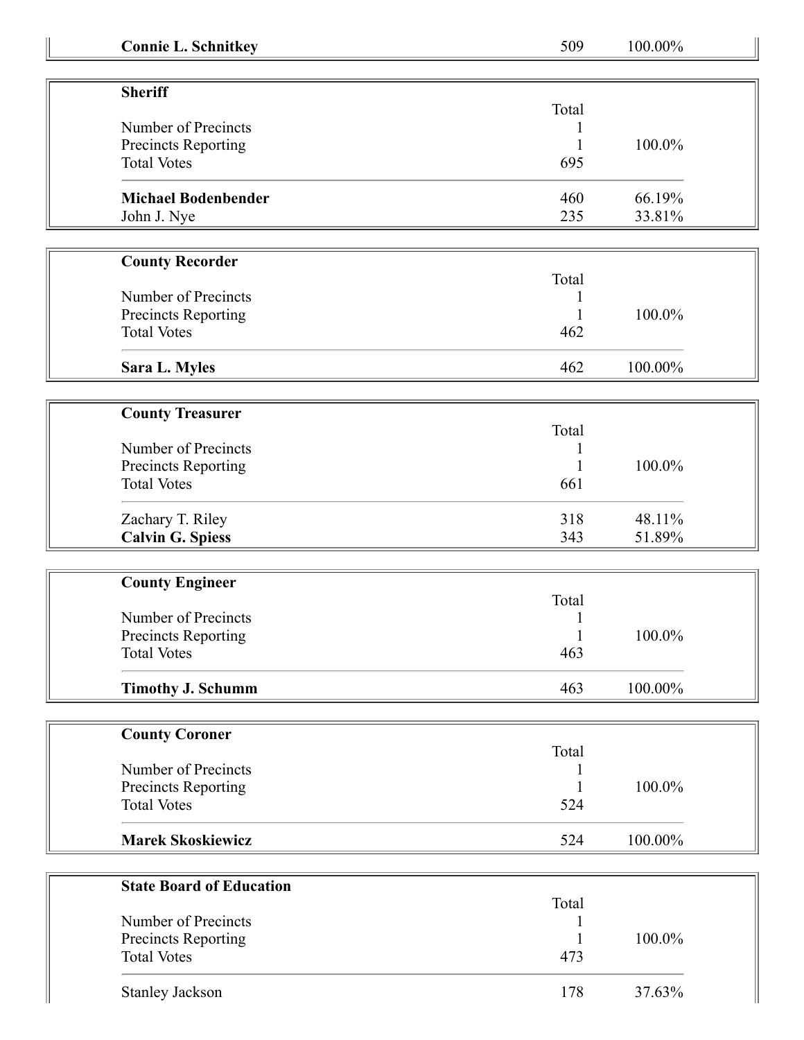| | | |
|---|---|---|
| **Connie L. Schnitkey** | 509 | 100.00% |

**Sheriff**

| | Total | |
|---|---|---|
| Number of Precincts | 1 | |
| Precincts Reporting | 1 | 100.0% |
| Total Votes | 695 | |
| **Michael Bodenbender** | 460 | 66.19% |
| John J. Nye | 235 | 33.81% |

**County Recorder**

| | Total | |
|---|---|---|
| Number of Precincts | 1 | |
| Precincts Reporting | 1 | 100.0% |
| Total Votes | 462 | |
| **Sara L. Myles** | 462 | 100.00% |

**County Treasurer**

| | Total | |
|---|---|---|
| Number of Precincts | 1 | |
| Precincts Reporting | 1 | 100.0% |
| Total Votes | 661 | |
| Zachary T. Riley | 318 | 48.11% |
| **Calvin G. Spiess** | 343 | 51.89% |

**County Engineer**

| | Total | |
|---|---|---|
| Number of Precincts | 1 | |
| Precincts Reporting | 1 | 100.0% |
| Total Votes | 463 | |
| **Timothy J. Schumm** | 463 | 100.00% |

**County Coroner**

| | Total | |
|---|---|---|
| Number of Precincts | 1 | |
| Precincts Reporting | 1 | 100.0% |
| Total Votes | 524 | |
| **Marek Skoskiewicz** | 524 | 100.00% |

**State Board of Education**

| | Total | |
|---|---|---|
| Number of Precincts | 1 | |
| Precincts Reporting | 1 | 100.0% |
| Total Votes | 473 | |
| Stanley Jackson | 178 | 37.63% |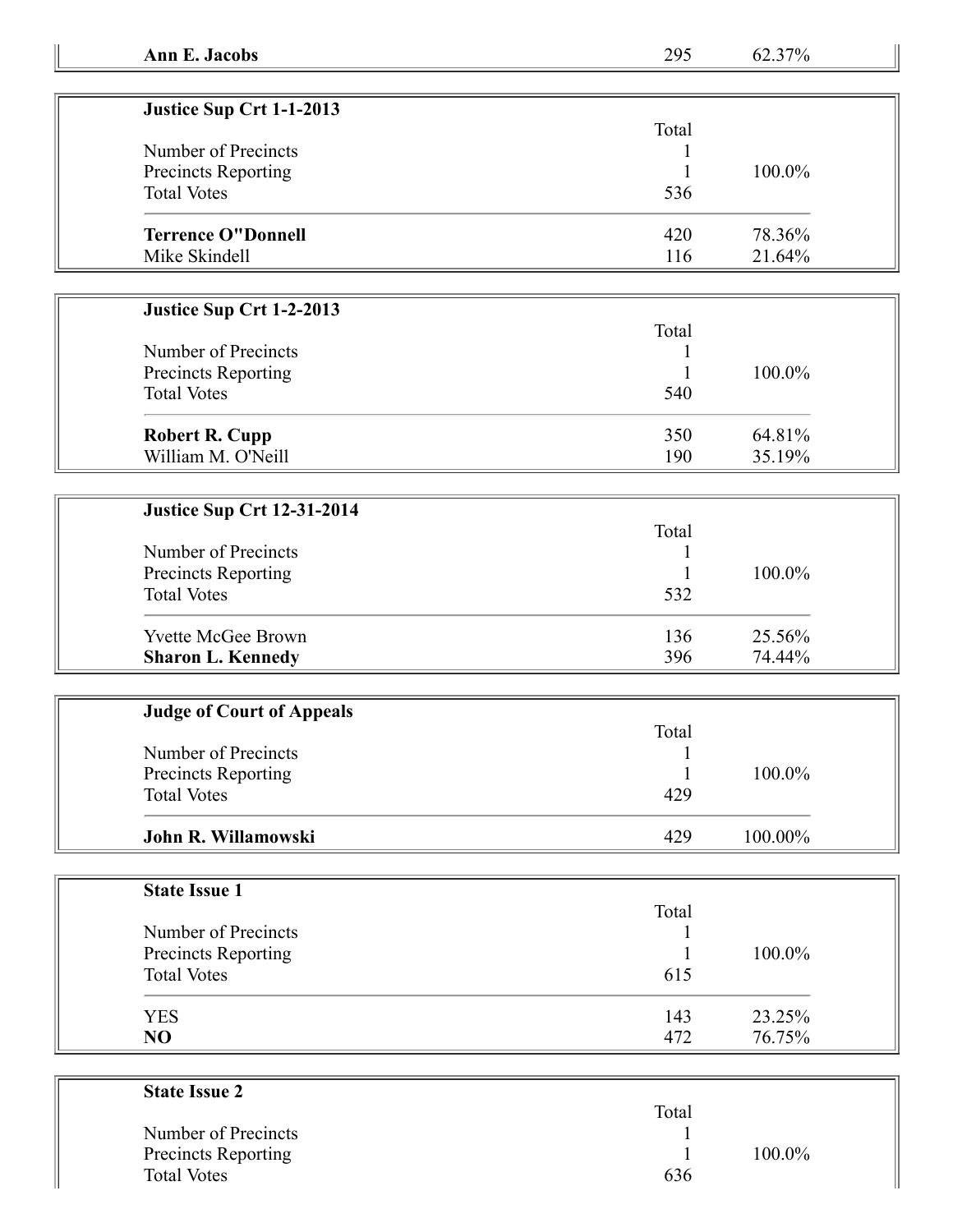| **Ann E. Jacobs** | 295 | 62.37% |
| --- | --- | --- |

| **Justice Sup Crt 1-1-2013** | | |
| --- | --- | --- |
| | Total | |
| Number of Precincts | 1 | |
| Precincts Reporting | 1 | 100.0% |
| Total Votes | 536 | |
| **Terrence O"Donnell** | 420 | 78.36% |
| Mike Skindell | 116 | 21.64% |

| **Justice Sup Crt 1-2-2013** | | |
| --- | --- | --- |
| | Total | |
| Number of Precincts | 1 | |
| Precincts Reporting | 1 | 100.0% |
| Total Votes | 540 | |
| **Robert R. Cupp** | 350 | 64.81% |
| William M. O'Neill | 190 | 35.19% |

| **Justice Sup Crt 12-31-2014** | | |
| --- | --- | --- |
| | Total | |
| Number of Precincts | 1 | |
| Precincts Reporting | 1 | 100.0% |
| Total Votes | 532 | |
| Yvette McGee Brown | 136 | 25.56% |
| **Sharon L. Kennedy** | 396 | 74.44% |

| **Judge of Court of Appeals** | | |
| --- | --- | --- |
| | Total | |
| Number of Precincts | 1 | |
| Precincts Reporting | 1 | 100.0% |
| Total Votes | 429 | |
| **John R. Willamowski** | 429 | 100.00% |

| **State Issue 1** | | |
| --- | --- | --- |
| | Total | |
| Number of Precincts | 1 | |
| Precincts Reporting | 1 | 100.0% |
| Total Votes | 615 | |
| YES | 143 | 23.25% |
| **NO** | 472 | 76.75% |

| **State Issue 2** | | |
| --- | --- | --- |
| | Total | |
| Number of Precincts | 1 | |
| Precincts Reporting | 1 | 100.0% |
| Total Votes | 636 | |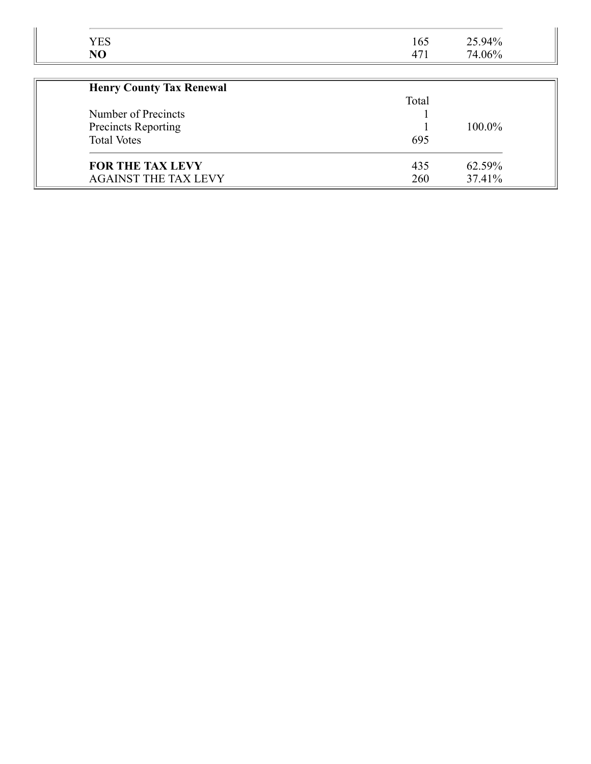| | | |
|---|---|---|
| YES | 165 | 25.94% |
| **NO** | 471 | 74.06% |

**Henry County Tax Renewal**

| | Total | |
|---|---|---|
| Number of Precincts | 1 | |
| Precincts Reporting | 1 | 100.0% |
| Total Votes | 695 | |
| **FOR THE TAX LEVY** | 435 | 62.59% |
| AGAINST THE TAX LEVY | 260 | 37.41% |